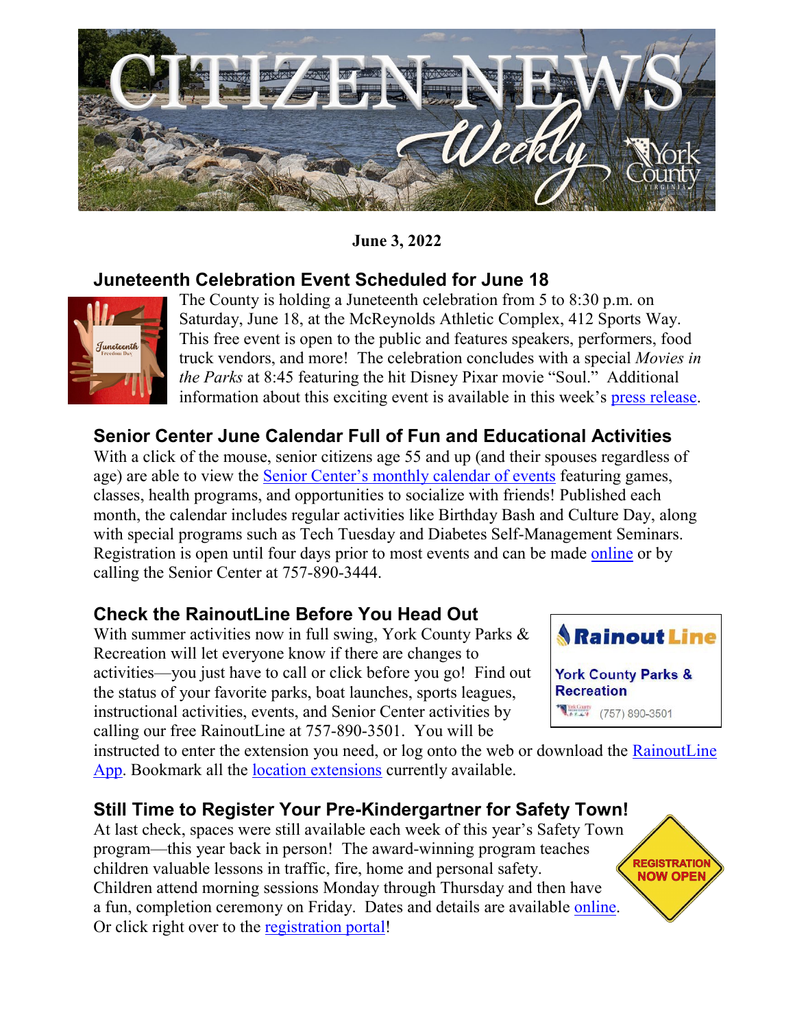# CITIZEN NEWS Weekly

**June 3, 2022**

## Juneteenth Celebration Event Scheduled for June 18

The County is holding a Juneteenth celebration from 5 to 8:30 p.m. on Saturday, June 18, at the McReynolds Athletic Complex, 412 Sports Way. This free event is open to the public and features speakers, performers, food truck vendors, and more! The celebration concludes with a special *Movies in the Parks* at 8:45 featuring the hit Disney Pixar movie "Soul." Additional information about this exciting event is available in this week's press release.

## Senior Center June Calendar Full of Fun and Educational Activities

With a click of the mouse, senior citizens age 55 and up (and their spouses regardless of age) are able to view the Senior Center's monthly calendar of events featuring games, classes, health programs, and opportunities to socialize with friends! Published each month, the calendar includes regular activities like Birthday Bash and Culture Day, along with special programs such as Tech Tuesday and Diabetes Self-Management Seminars. Registration is open until four days prior to most events and can be made online or by calling the Senior Center at 757-890-3444.

## Check the RainoutLine Before You Head Out

With summer activities now in full swing, York County Parks & Recreation will let everyone know if there are changes to activities—you just have to call or click before you go! Find out the status of your favorite parks, boat launches, sports leagues, instructional activities, events, and Senior Center activities by calling our free RainoutLine at 757-890-3501. You will be instructed to enter the extension you need, or log onto the web or download the RainoutLine App. Bookmark all the location extensions currently available.

## Still Time to Register Your Pre-Kindergartner for Safety Town!

At last check, spaces were still available each week of this year's Safety Town program—this year back in person! The award-winning program teaches children valuable lessons in traffic, fire, home and personal safety. Children attend morning sessions Monday through Thursday and then have a fun, completion ceremony on Friday. Dates and details are available online. Or click right over to the registration portal!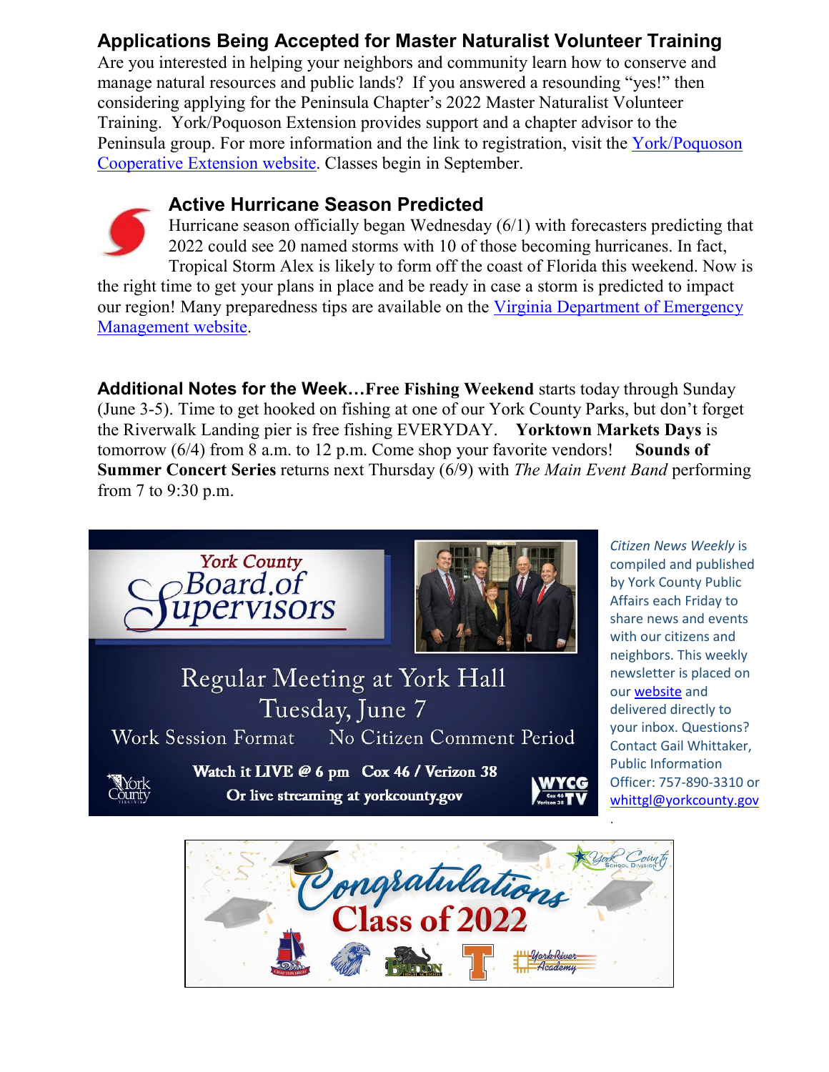## Applications Being Accepted for Master Naturalist Volunteer Training

Are you interested in helping your neighbors and community learn how to conserve and manage natural resources and public lands? If you answered a resounding "yes!" then considering applying for the Peninsula Chapter's 2022 Master Naturalist Volunteer Training. York/Poquoson Extension provides support and a chapter advisor to the Peninsula group. For more information and the link to registration, visit the York/Poquoson Cooperative Extension website. Classes begin in September.

## Active Hurricane Season Predicted

Hurricane season officially began Wednesday (6/1) with forecasters predicting that 2022 could see 20 named storms with 10 of those becoming hurricanes. In fact, Tropical Storm Alex is likely to form off the coast of Florida this weekend. Now is the right time to get your plans in place and be ready in case a storm is predicted to impact our region! Many preparedness tips are available on the Virginia Department of Emergency Management website.

**Additional Notes for the Week…Free Fishing Weekend** starts today through Sunday (June 3-5). Time to get hooked on fishing at one of our York County Parks, but don't forget the Riverwalk Landing pier is free fishing EVERYDAY. **Yorktown Markets Days** is tomorrow (6/4) from 8 a.m. to 12 p.m. Come shop your favorite vendors! **Sounds of Summer Concert Series** returns next Thursday (6/9) with *The Main Event Band* performing from 7 to 9:30 p.m.

York County Board of Supervisors

Regular Meeting at York Hall
Tuesday, June 7
Work Session Format No Citizen Comment Period

Watch it LIVE @ 6 pm Cox 46 / Verizon 38
Or live streaming at yorkcounty.gov

*Citizen News Weekly* is compiled and published by York County Public Affairs each Friday to share news and events with our citizens and neighbors. This weekly newsletter is placed on our website and delivered directly to your inbox. Questions? Contact Gail Whittaker, Public Information Officer: 757-890-3310 or whittgl@yorkcounty.gov.

Congratulations Class of 2022